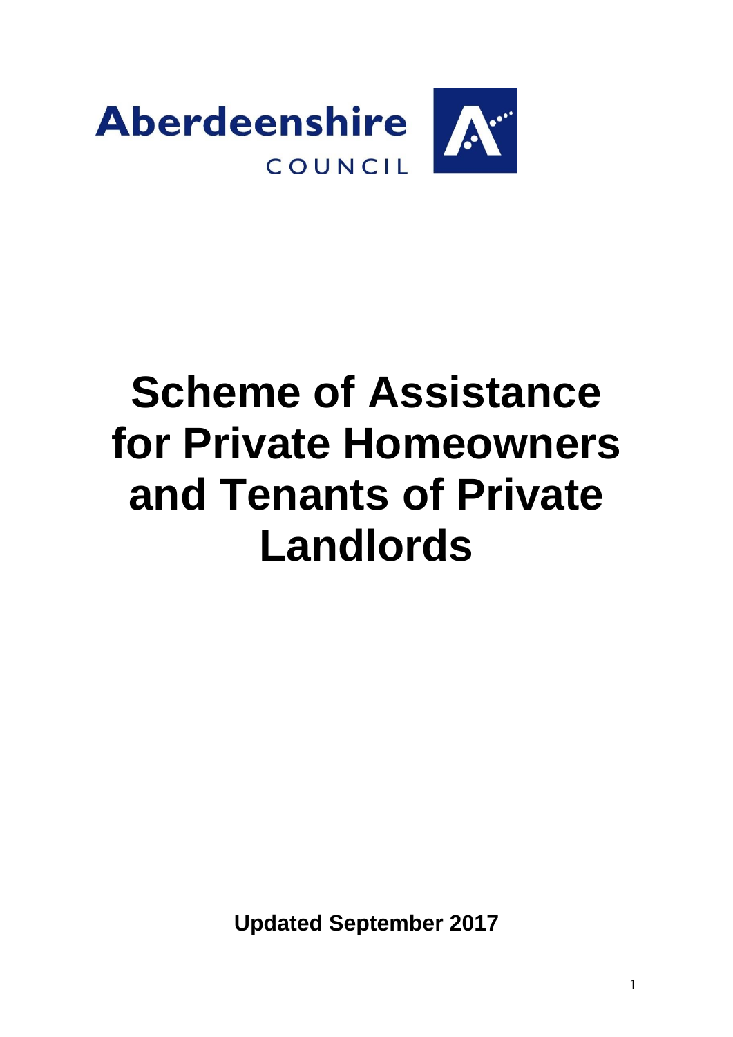Aberdeenshire COUNCIL

# Scheme of Assistance for Private Homeowners and Tenants of Private Landlords

**Updated September 2017**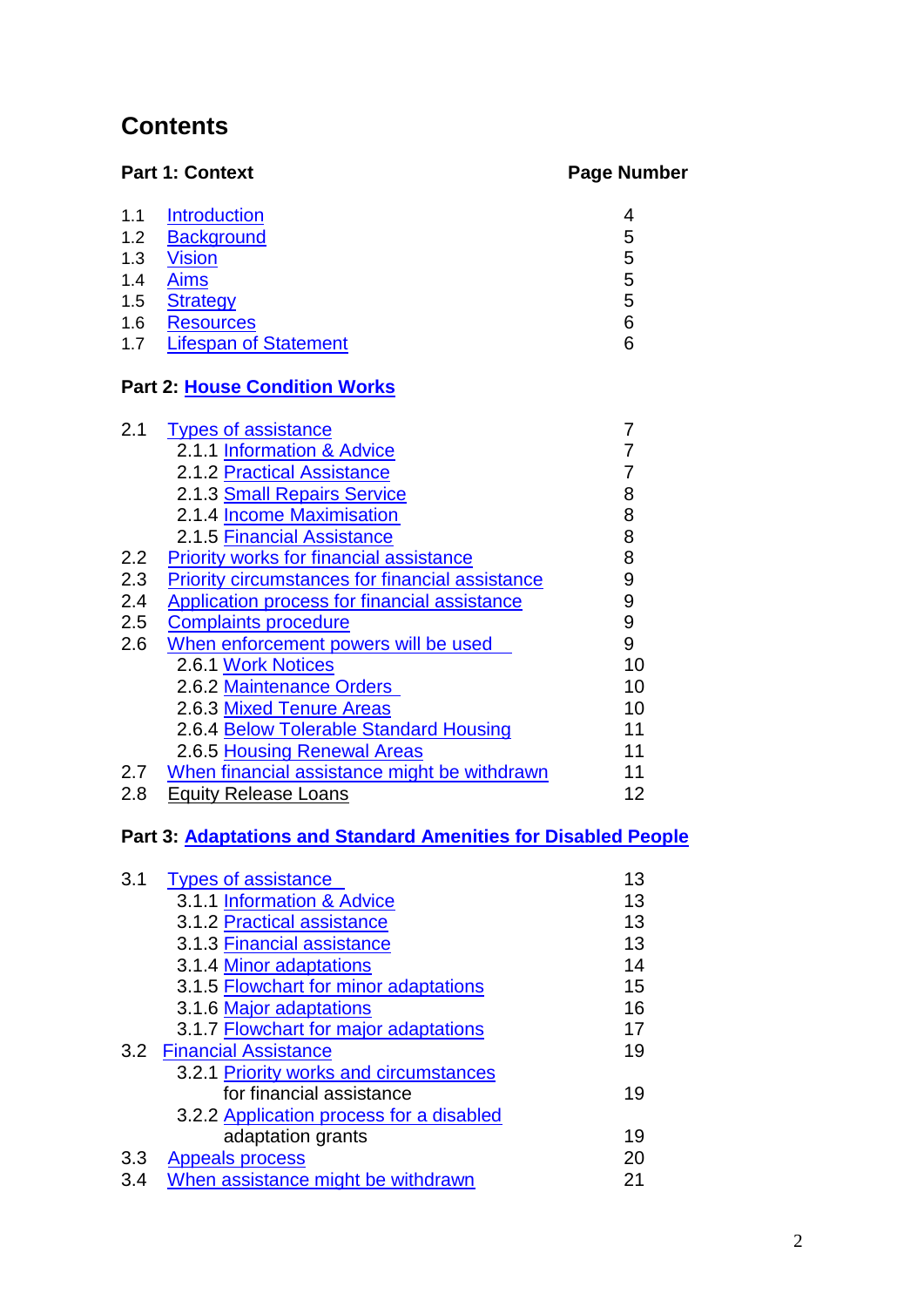# Contents

| **Part 1: Context** | | **Page Number** |
|---|---|---|
| 1.1 | Introduction | 4 |
| 1.2 | Background | 5 |
| 1.3 | Vision | 5 |
| 1.4 | Aims | 5 |
| 1.5 | Strategy | 5 |
| 1.6 | Resources | 6 |
| 1.7 | Lifespan of Statement | 6 |

**Part 2: House Condition Works**

| | | |
|---|---|---|
| 2.1 | Types of assistance | 7 |
| | 2.1.1 Information & Advice | 7 |
| | 2.1.2 Practical Assistance | 7 |
| | 2.1.3 Small Repairs Service | 8 |
| | 2.1.4 Income Maximisation | 8 |
| | 2.1.5 Financial Assistance | 8 |
| 2.2 | Priority works for financial assistance | 8 |
| 2.3 | Priority circumstances for financial assistance | 9 |
| 2.4 | Application process for financial assistance | 9 |
| 2.5 | Complaints procedure | 9 |
| 2.6 | When enforcement powers will be used | 9 |
| | 2.6.1 Work Notices | 10 |
| | 2.6.2 Maintenance Orders | 10 |
| | 2.6.3 Mixed Tenure Areas | 10 |
| | 2.6.4 Below Tolerable Standard Housing | 11 |
| | 2.6.5 Housing Renewal Areas | 11 |
| 2.7 | When financial assistance might be withdrawn | 11 |
| 2.8 | Equity Release Loans | 12 |

**Part 3: Adaptations and Standard Amenities for Disabled People**

| | | |
|---|---|---|
| 3.1 | Types of assistance | 13 |
| | 3.1.1 Information & Advice | 13 |
| | 3.1.2 Practical assistance | 13 |
| | 3.1.3 Financial assistance | 13 |
| | 3.1.4 Minor adaptations | 14 |
| | 3.1.5 Flowchart for minor adaptations | 15 |
| | 3.1.6 Major adaptations | 16 |
| | 3.1.7 Flowchart for major adaptations | 17 |
| 3.2 | Financial Assistance | 19 |
| | 3.2.1 Priority works and circumstances for financial assistance | 19 |
| | 3.2.2 Application process for a disabled adaptation grants | 19 |
| 3.3 | Appeals process | 20 |
| 3.4 | When assistance might be withdrawn | 21 |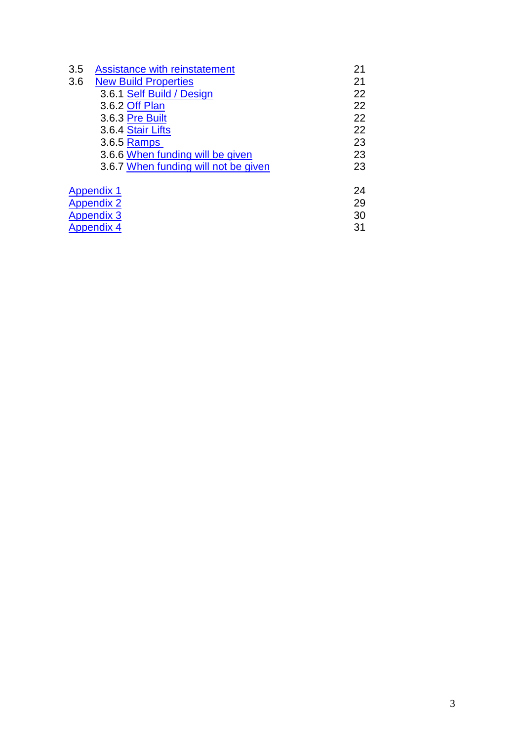| | | |
|---|---|---|
| 3.5 | Assistance with reinstatement | 21 |
| 3.6 | New Build Properties | 21 |
| | 3.6.1 Self Build / Design | 22 |
| | 3.6.2 Off Plan | 22 |
| | 3.6.3 Pre Built | 22 |
| | 3.6.4 Stair Lifts | 22 |
| | 3.6.5 Ramps | 23 |
| | 3.6.6 When funding will be given | 23 |
| | 3.6.7 When funding will not be given | 23 |
| | | |
| Appendix 1 | | 24 |
| Appendix 2 | | 29 |
| Appendix 3 | | 30 |
| Appendix 4 | | 31 |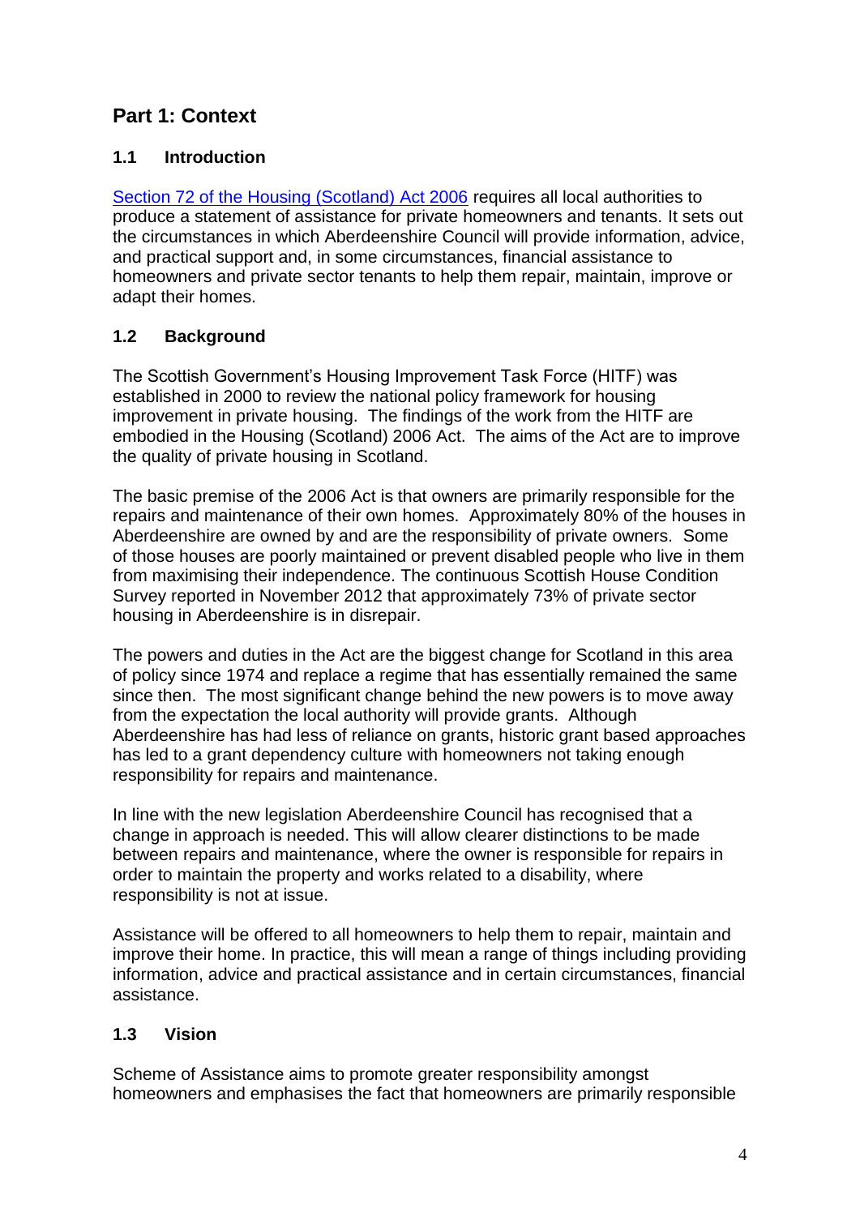# Part 1: Context

## 1.1 Introduction

[Section 72 of the Housing (Scotland) Act 2006](#) requires all local authorities to produce a statement of assistance for private homeowners and tenants. It sets out the circumstances in which Aberdeenshire Council will provide information, advice, and practical support and, in some circumstances, financial assistance to homeowners and private sector tenants to help them repair, maintain, improve or adapt their homes.

## 1.2 Background

The Scottish Government's Housing Improvement Task Force (HITF) was established in 2000 to review the national policy framework for housing improvement in private housing. The findings of the work from the HITF are embodied in the Housing (Scotland) 2006 Act. The aims of the Act are to improve the quality of private housing in Scotland.

The basic premise of the 2006 Act is that owners are primarily responsible for the repairs and maintenance of their own homes. Approximately 80% of the houses in Aberdeenshire are owned by and are the responsibility of private owners. Some of those houses are poorly maintained or prevent disabled people who live in them from maximising their independence. The continuous Scottish House Condition Survey reported in November 2012 that approximately 73% of private sector housing in Aberdeenshire is in disrepair.

The powers and duties in the Act are the biggest change for Scotland in this area of policy since 1974 and replace a regime that has essentially remained the same since then. The most significant change behind the new powers is to move away from the expectation the local authority will provide grants. Although Aberdeenshire has had less of reliance on grants, historic grant based approaches has led to a grant dependency culture with homeowners not taking enough responsibility for repairs and maintenance.

In line with the new legislation Aberdeenshire Council has recognised that a change in approach is needed. This will allow clearer distinctions to be made between repairs and maintenance, where the owner is responsible for repairs in order to maintain the property and works related to a disability, where responsibility is not at issue.

Assistance will be offered to all homeowners to help them to repair, maintain and improve their home. In practice, this will mean a range of things including providing information, advice and practical assistance and in certain circumstances, financial assistance.

## 1.3 Vision

Scheme of Assistance aims to promote greater responsibility amongst homeowners and emphasises the fact that homeowners are primarily responsible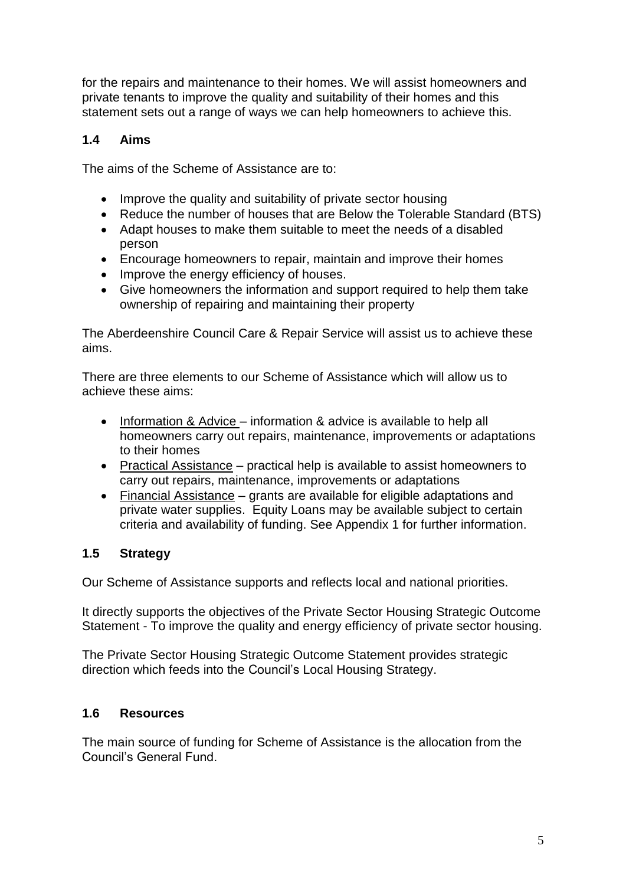for the repairs and maintenance to their homes. We will assist homeowners and private tenants to improve the quality and suitability of their homes and this statement sets out a range of ways we can help homeowners to achieve this.

### 1.4 Aims

The aims of the Scheme of Assistance are to:

- Improve the quality and suitability of private sector housing
- Reduce the number of houses that are Below the Tolerable Standard (BTS)
- Adapt houses to make them suitable to meet the needs of a disabled person
- Encourage homeowners to repair, maintain and improve their homes
- Improve the energy efficiency of houses.
- Give homeowners the information and support required to help them take ownership of repairing and maintaining their property

The Aberdeenshire Council Care & Repair Service will assist us to achieve these aims.

There are three elements to our Scheme of Assistance which will allow us to achieve these aims:

- Information & Advice – information & advice is available to help all homeowners carry out repairs, maintenance, improvements or adaptations to their homes
- Practical Assistance – practical help is available to assist homeowners to carry out repairs, maintenance, improvements or adaptations
- Financial Assistance – grants are available for eligible adaptations and private water supplies. Equity Loans may be available subject to certain criteria and availability of funding. See Appendix 1 for further information.

### 1.5 Strategy

Our Scheme of Assistance supports and reflects local and national priorities.

It directly supports the objectives of the Private Sector Housing Strategic Outcome Statement - To improve the quality and energy efficiency of private sector housing.

The Private Sector Housing Strategic Outcome Statement provides strategic direction which feeds into the Council's Local Housing Strategy.

### 1.6 Resources

The main source of funding for Scheme of Assistance is the allocation from the Council's General Fund.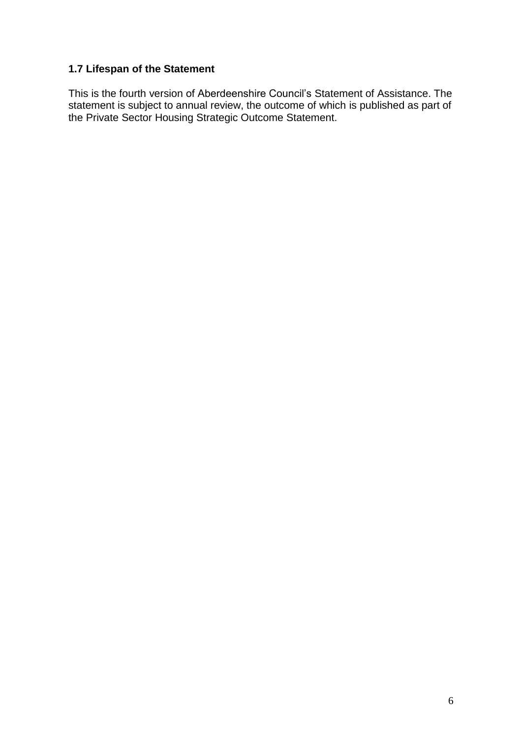### 1.7 Lifespan of the Statement

This is the fourth version of Aberdeenshire Council's Statement of Assistance. The statement is subject to annual review, the outcome of which is published as part of the Private Sector Housing Strategic Outcome Statement.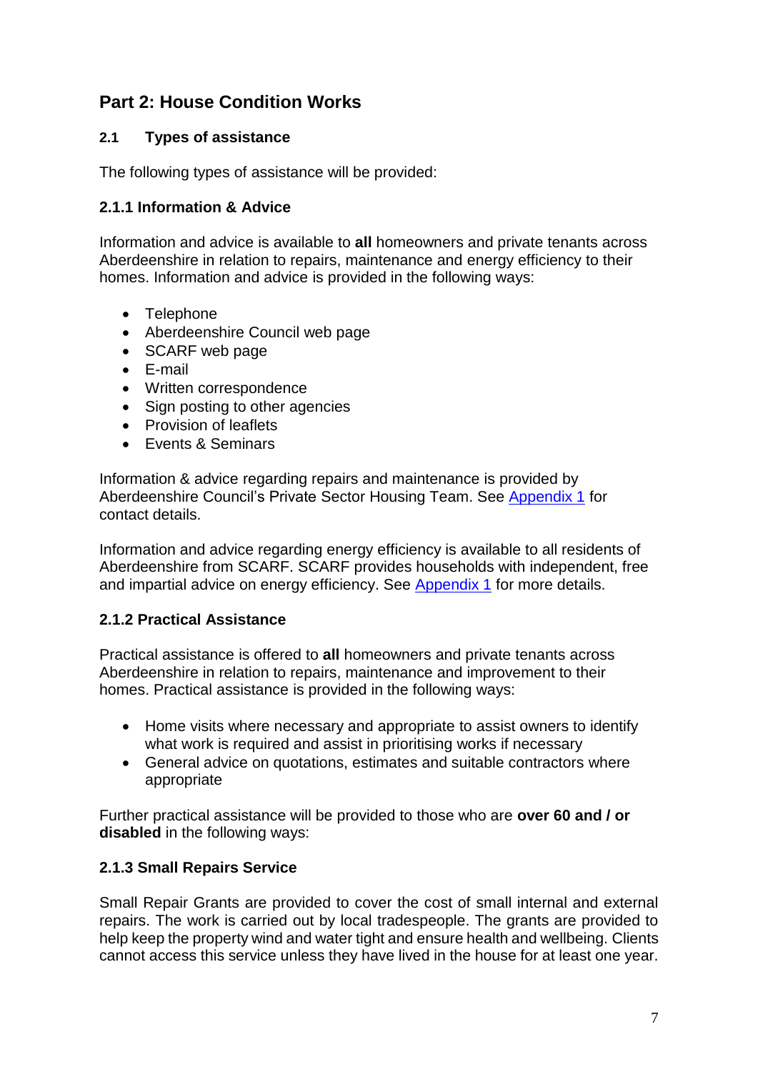## Part 2: House Condition Works

### 2.1 Types of assistance

The following types of assistance will be provided:

#### 2.1.1 Information & Advice

Information and advice is available to **all** homeowners and private tenants across Aberdeenshire in relation to repairs, maintenance and energy efficiency to their homes. Information and advice is provided in the following ways:

- Telephone
- Aberdeenshire Council web page
- SCARF web page
- E-mail
- Written correspondence
- Sign posting to other agencies
- Provision of leaflets
- Events & Seminars

Information & advice regarding repairs and maintenance is provided by Aberdeenshire Council's Private Sector Housing Team. See Appendix 1 for contact details.

Information and advice regarding energy efficiency is available to all residents of Aberdeenshire from SCARF. SCARF provides households with independent, free and impartial advice on energy efficiency. See Appendix 1 for more details.

#### 2.1.2 Practical Assistance

Practical assistance is offered to **all** homeowners and private tenants across Aberdeenshire in relation to repairs, maintenance and improvement to their homes. Practical assistance is provided in the following ways:

- Home visits where necessary and appropriate to assist owners to identify what work is required and assist in prioritising works if necessary
- General advice on quotations, estimates and suitable contractors where appropriate

Further practical assistance will be provided to those who are **over 60 and / or disabled** in the following ways:

#### 2.1.3 Small Repairs Service

Small Repair Grants are provided to cover the cost of small internal and external repairs. The work is carried out by local tradespeople. The grants are provided to help keep the property wind and water tight and ensure health and wellbeing. Clients cannot access this service unless they have lived in the house for at least one year.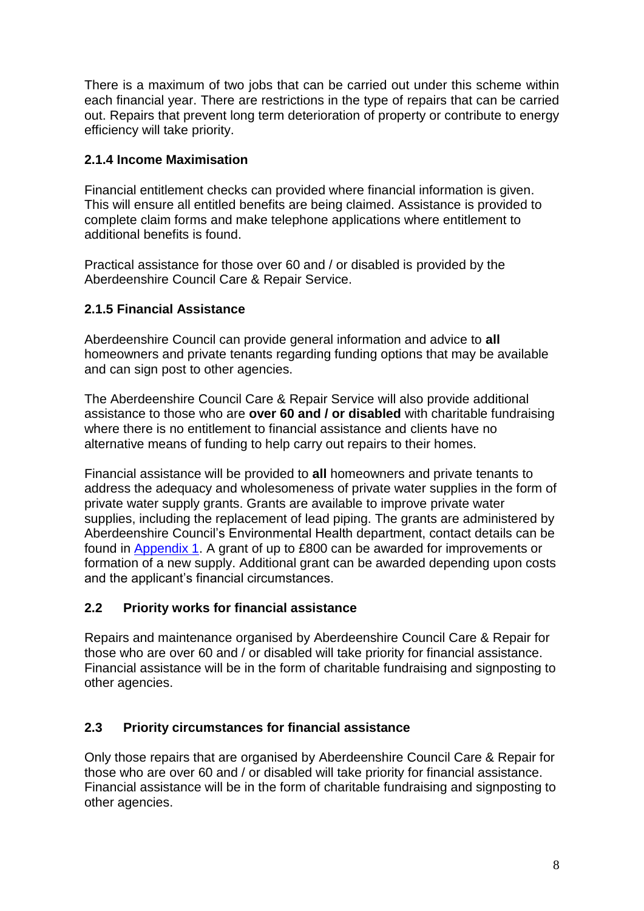There is a maximum of two jobs that can be carried out under this scheme within each financial year. There are restrictions in the type of repairs that can be carried out. Repairs that prevent long term deterioration of property or contribute to energy efficiency will take priority.

### 2.1.4 Income Maximisation

Financial entitlement checks can provided where financial information is given. This will ensure all entitled benefits are being claimed. Assistance is provided to complete claim forms and make telephone applications where entitlement to additional benefits is found.

Practical assistance for those over 60 and / or disabled is provided by the Aberdeenshire Council Care & Repair Service.

### 2.1.5 Financial Assistance

Aberdeenshire Council can provide general information and advice to **all** homeowners and private tenants regarding funding options that may be available and can sign post to other agencies.

The Aberdeenshire Council Care & Repair Service will also provide additional assistance to those who are **over 60 and / or disabled** with charitable fundraising where there is no entitlement to financial assistance and clients have no alternative means of funding to help carry out repairs to their homes.

Financial assistance will be provided to **all** homeowners and private tenants to address the adequacy and wholesomeness of private water supplies in the form of private water supply grants. Grants are available to improve private water supplies, including the replacement of lead piping. The grants are administered by Aberdeenshire Council's Environmental Health department, contact details can be found in Appendix 1. A grant of up to £800 can be awarded for improvements or formation of a new supply. Additional grant can be awarded depending upon costs and the applicant's financial circumstances.

## 2.2 Priority works for financial assistance

Repairs and maintenance organised by Aberdeenshire Council Care & Repair for those who are over 60 and / or disabled will take priority for financial assistance. Financial assistance will be in the form of charitable fundraising and signposting to other agencies.

## 2.3 Priority circumstances for financial assistance

Only those repairs that are organised by Aberdeenshire Council Care & Repair for those who are over 60 and / or disabled will take priority for financial assistance. Financial assistance will be in the form of charitable fundraising and signposting to other agencies.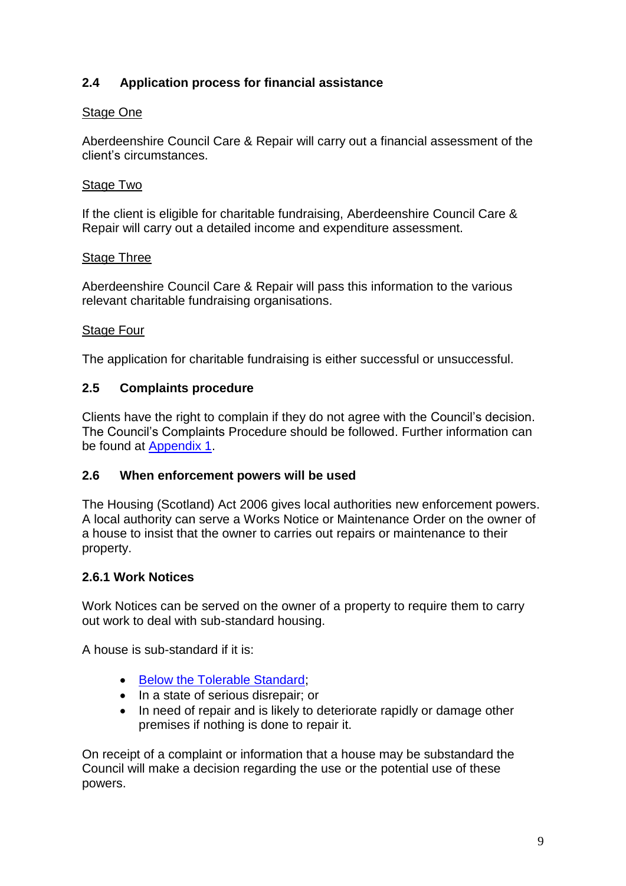### 2.4 Application process for financial assistance

Stage One

Aberdeenshire Council Care & Repair will carry out a financial assessment of the client's circumstances.

Stage Two

If the client is eligible for charitable fundraising, Aberdeenshire Council Care & Repair will carry out a detailed income and expenditure assessment.

Stage Three

Aberdeenshire Council Care & Repair will pass this information to the various relevant charitable fundraising organisations.

Stage Four

The application for charitable fundraising is either successful or unsuccessful.

### 2.5 Complaints procedure

Clients have the right to complain if they do not agree with the Council's decision. The Council's Complaints Procedure should be followed. Further information can be found at Appendix 1.

### 2.6 When enforcement powers will be used

The Housing (Scotland) Act 2006 gives local authorities new enforcement powers. A local authority can serve a Works Notice or Maintenance Order on the owner of a house to insist that the owner to carries out repairs or maintenance to their property.

#### 2.6.1 Work Notices

Work Notices can be served on the owner of a property to require them to carry out work to deal with sub-standard housing.

A house is sub-standard if it is:

- Below the Tolerable Standard;
- In a state of serious disrepair; or
- In need of repair and is likely to deteriorate rapidly or damage other premises if nothing is done to repair it.

On receipt of a complaint or information that a house may be substandard the Council will make a decision regarding the use or the potential use of these powers.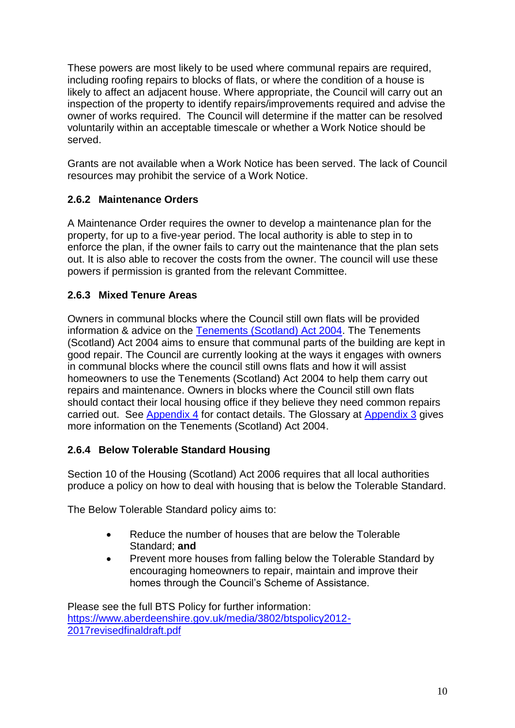These powers are most likely to be used where communal repairs are required, including roofing repairs to blocks of flats, or where the condition of a house is likely to affect an adjacent house. Where appropriate, the Council will carry out an inspection of the property to identify repairs/improvements required and advise the owner of works required. The Council will determine if the matter can be resolved voluntarily within an acceptable timescale or whether a Work Notice should be served.

Grants are not available when a Work Notice has been served. The lack of Council resources may prohibit the service of a Work Notice.

### 2.6.2 Maintenance Orders

A Maintenance Order requires the owner to develop a maintenance plan for the property, for up to a five-year period. The local authority is able to step in to enforce the plan, if the owner fails to carry out the maintenance that the plan sets out. It is also able to recover the costs from the owner. The council will use these powers if permission is granted from the relevant Committee.

### 2.6.3 Mixed Tenure Areas

Owners in communal blocks where the Council still own flats will be provided information & advice on the Tenements (Scotland) Act 2004. The Tenements (Scotland) Act 2004 aims to ensure that communal parts of the building are kept in good repair. The Council are currently looking at the ways it engages with owners in communal blocks where the council still owns flats and how it will assist homeowners to use the Tenements (Scotland) Act 2004 to help them carry out repairs and maintenance. Owners in blocks where the Council still own flats should contact their local housing office if they believe they need common repairs carried out. See Appendix 4 for contact details. The Glossary at Appendix 3 gives more information on the Tenements (Scotland) Act 2004.

### 2.6.4 Below Tolerable Standard Housing

Section 10 of the Housing (Scotland) Act 2006 requires that all local authorities produce a policy on how to deal with housing that is below the Tolerable Standard.

The Below Tolerable Standard policy aims to:

- Reduce the number of houses that are below the Tolerable Standard; **and**
- Prevent more houses from falling below the Tolerable Standard by encouraging homeowners to repair, maintain and improve their homes through the Council's Scheme of Assistance.

Please see the full BTS Policy for further information:
https://www.aberdeenshire.gov.uk/media/3802/btspolicy2012-2017revisedfinaldraft.pdf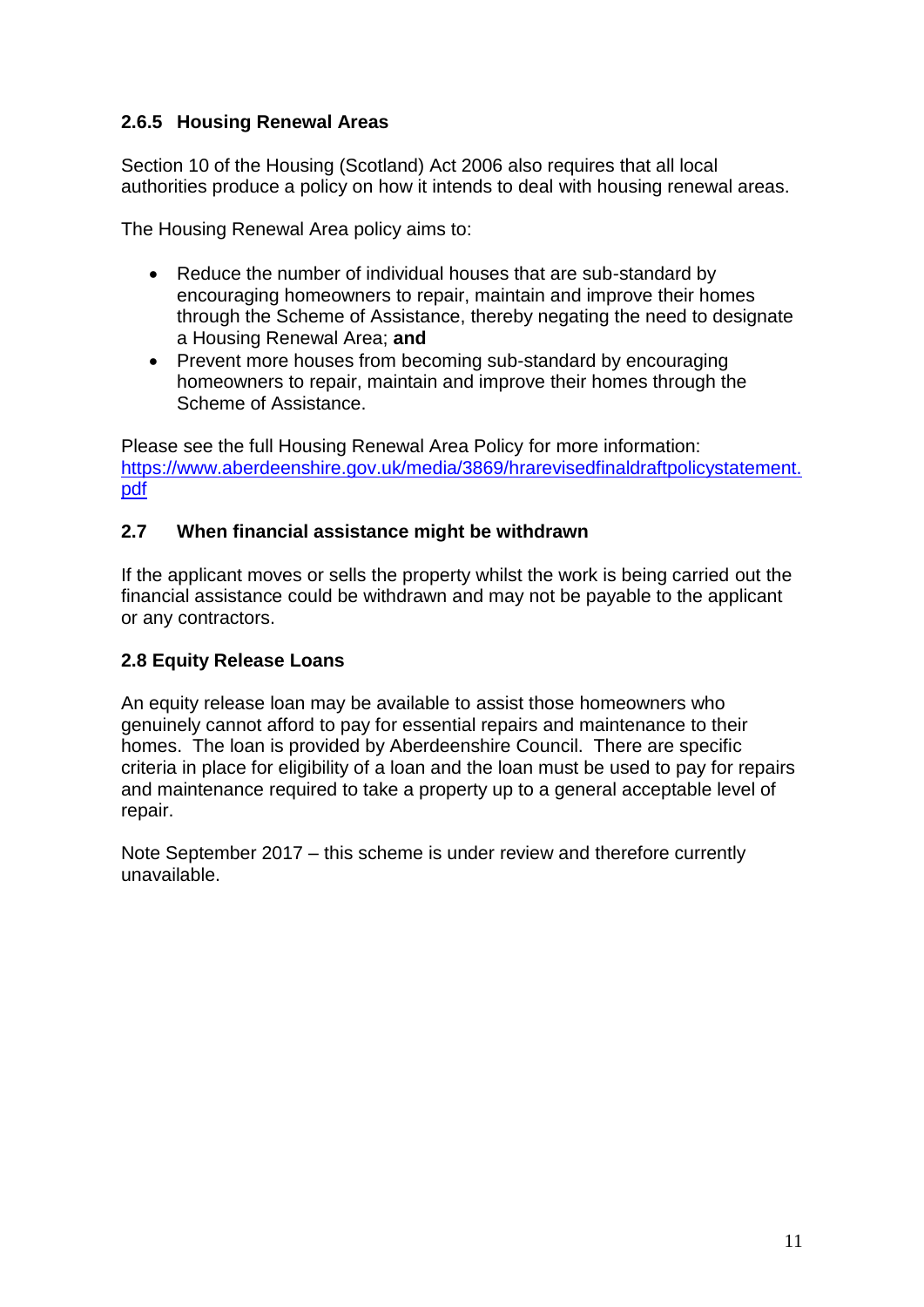### 2.6.5 Housing Renewal Areas

Section 10 of the Housing (Scotland) Act 2006 also requires that all local authorities produce a policy on how it intends to deal with housing renewal areas.

The Housing Renewal Area policy aims to:

- Reduce the number of individual houses that are sub-standard by encouraging homeowners to repair, maintain and improve their homes through the Scheme of Assistance, thereby negating the need to designate a Housing Renewal Area; **and**
- Prevent more houses from becoming sub-standard by encouraging homeowners to repair, maintain and improve their homes through the Scheme of Assistance.

Please see the full Housing Renewal Area Policy for more information: [https://www.aberdeenshire.gov.uk/media/3869/hrarevisedfinaldraftpolicystatement.pdf](https://www.aberdeenshire.gov.uk/media/3869/hrarevisedfinaldraftpolicystatement.pdf)

## 2.7 When financial assistance might be withdrawn

If the applicant moves or sells the property whilst the work is being carried out the financial assistance could be withdrawn and may not be payable to the applicant or any contractors.

## 2.8 Equity Release Loans

An equity release loan may be available to assist those homeowners who genuinely cannot afford to pay for essential repairs and maintenance to their homes. The loan is provided by Aberdeenshire Council. There are specific criteria in place for eligibility of a loan and the loan must be used to pay for repairs and maintenance required to take a property up to a general acceptable level of repair.

Note September 2017 – this scheme is under review and therefore currently unavailable.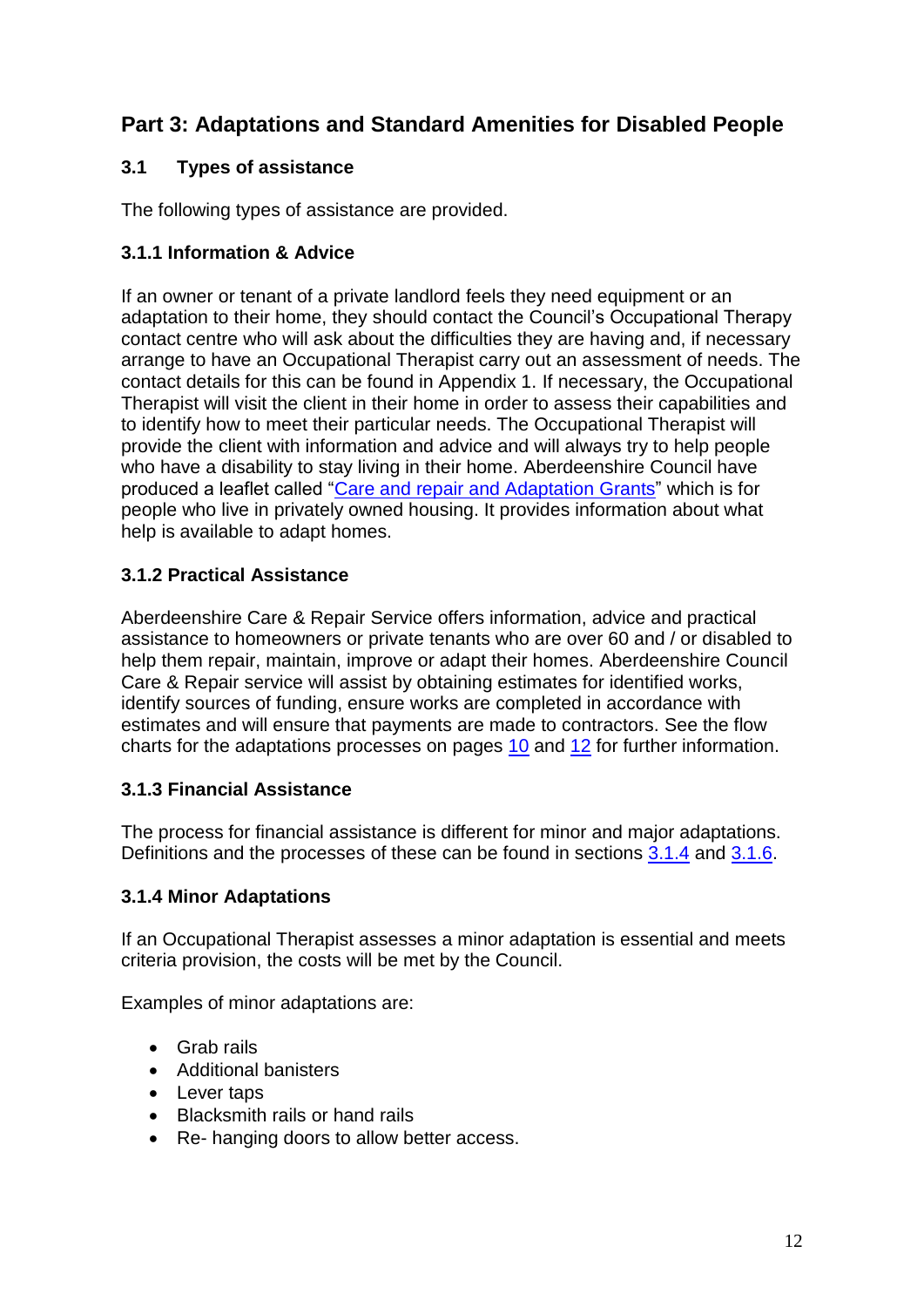## Part 3: Adaptations and Standard Amenities for Disabled People

### 3.1 Types of assistance

The following types of assistance are provided.

#### 3.1.1 Information & Advice

If an owner or tenant of a private landlord feels they need equipment or an adaptation to their home, they should contact the Council's Occupational Therapy contact centre who will ask about the difficulties they are having and, if necessary arrange to have an Occupational Therapist carry out an assessment of needs. The contact details for this can be found in Appendix 1. If necessary, the Occupational Therapist will visit the client in their home in order to assess their capabilities and to identify how to meet their particular needs. The Occupational Therapist will provide the client with information and advice and will always try to help people who have a disability to stay living in their home. Aberdeenshire Council have produced a leaflet called "Care and repair and Adaptation Grants" which is for people who live in privately owned housing. It provides information about what help is available to adapt homes.

#### 3.1.2 Practical Assistance

Aberdeenshire Care & Repair Service offers information, advice and practical assistance to homeowners or private tenants who are over 60 and / or disabled to help them repair, maintain, improve or adapt their homes. Aberdeenshire Council Care & Repair service will assist by obtaining estimates for identified works, identify sources of funding, ensure works are completed in accordance with estimates and will ensure that payments are made to contractors. See the flow charts for the adaptations processes on pages 10 and 12 for further information.

#### 3.1.3 Financial Assistance

The process for financial assistance is different for minor and major adaptations. Definitions and the processes of these can be found in sections 3.1.4 and 3.1.6.

#### 3.1.4 Minor Adaptations

If an Occupational Therapist assesses a minor adaptation is essential and meets criteria provision, the costs will be met by the Council.

Examples of minor adaptations are:

- Grab rails
- Additional banisters
- Lever taps
- Blacksmith rails or hand rails
- Re- hanging doors to allow better access.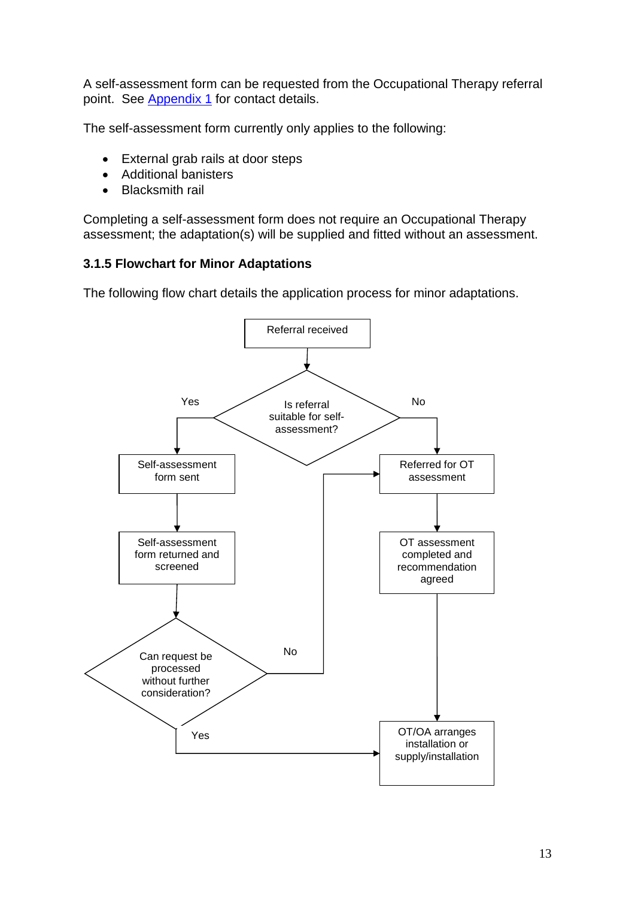A self-assessment form can be requested from the Occupational Therapy referral point. See [Appendix 1](#) for contact details.

The self-assessment form currently only applies to the following:

- External grab rails at door steps
- Additional banisters
- Blacksmith rail

Completing a self-assessment form does not require an Occupational Therapy assessment; the adaptation(s) will be supplied and fitted without an assessment.

### 3.1.5 Flowchart for Minor Adaptations

The following flow chart details the application process for minor adaptations.

Referral received

Is referral suitable for self-assessment?

Yes

No

Self-assessment form sent

Referred for OT assessment

Self-assessment form returned and screened

OT assessment completed and recommendation agreed

Can request be processed without further consideration?

No

Yes

OT/OA arranges installation or supply/installation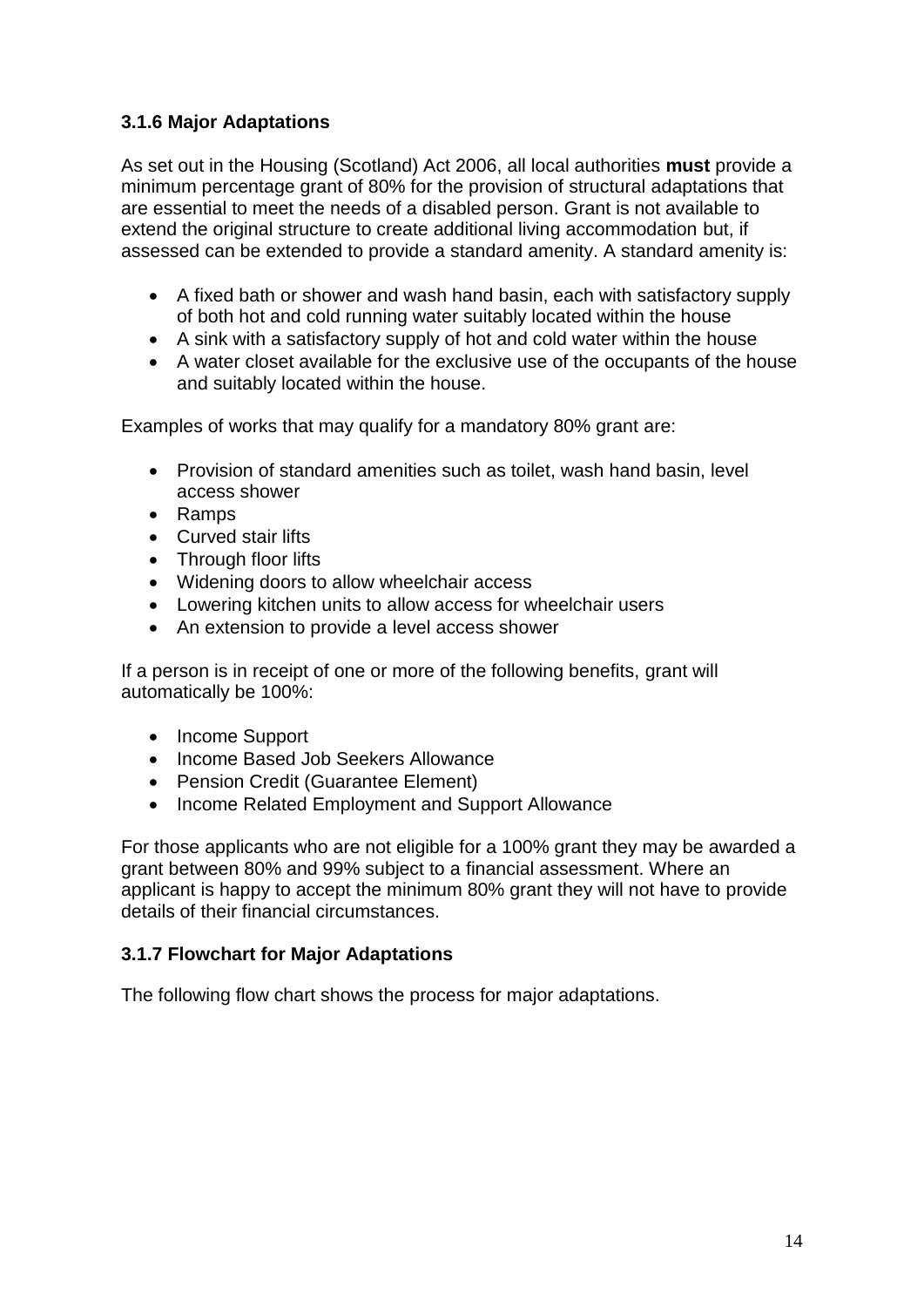### 3.1.6 Major Adaptations

As set out in the Housing (Scotland) Act 2006, all local authorities **must** provide a minimum percentage grant of 80% for the provision of structural adaptations that are essential to meet the needs of a disabled person. Grant is not available to extend the original structure to create additional living accommodation but, if assessed can be extended to provide a standard amenity. A standard amenity is:

- A fixed bath or shower and wash hand basin, each with satisfactory supply of both hot and cold running water suitably located within the house
- A sink with a satisfactory supply of hot and cold water within the house
- A water closet available for the exclusive use of the occupants of the house and suitably located within the house.

Examples of works that may qualify for a mandatory 80% grant are:

- Provision of standard amenities such as toilet, wash hand basin, level access shower
- Ramps
- Curved stair lifts
- Through floor lifts
- Widening doors to allow wheelchair access
- Lowering kitchen units to allow access for wheelchair users
- An extension to provide a level access shower

If a person is in receipt of one or more of the following benefits, grant will automatically be 100%:

- Income Support
- Income Based Job Seekers Allowance
- Pension Credit (Guarantee Element)
- Income Related Employment and Support Allowance

For those applicants who are not eligible for a 100% grant they may be awarded a grant between 80% and 99% subject to a financial assessment. Where an applicant is happy to accept the minimum 80% grant they will not have to provide details of their financial circumstances.

### 3.1.7 Flowchart for Major Adaptations

The following flow chart shows the process for major adaptations.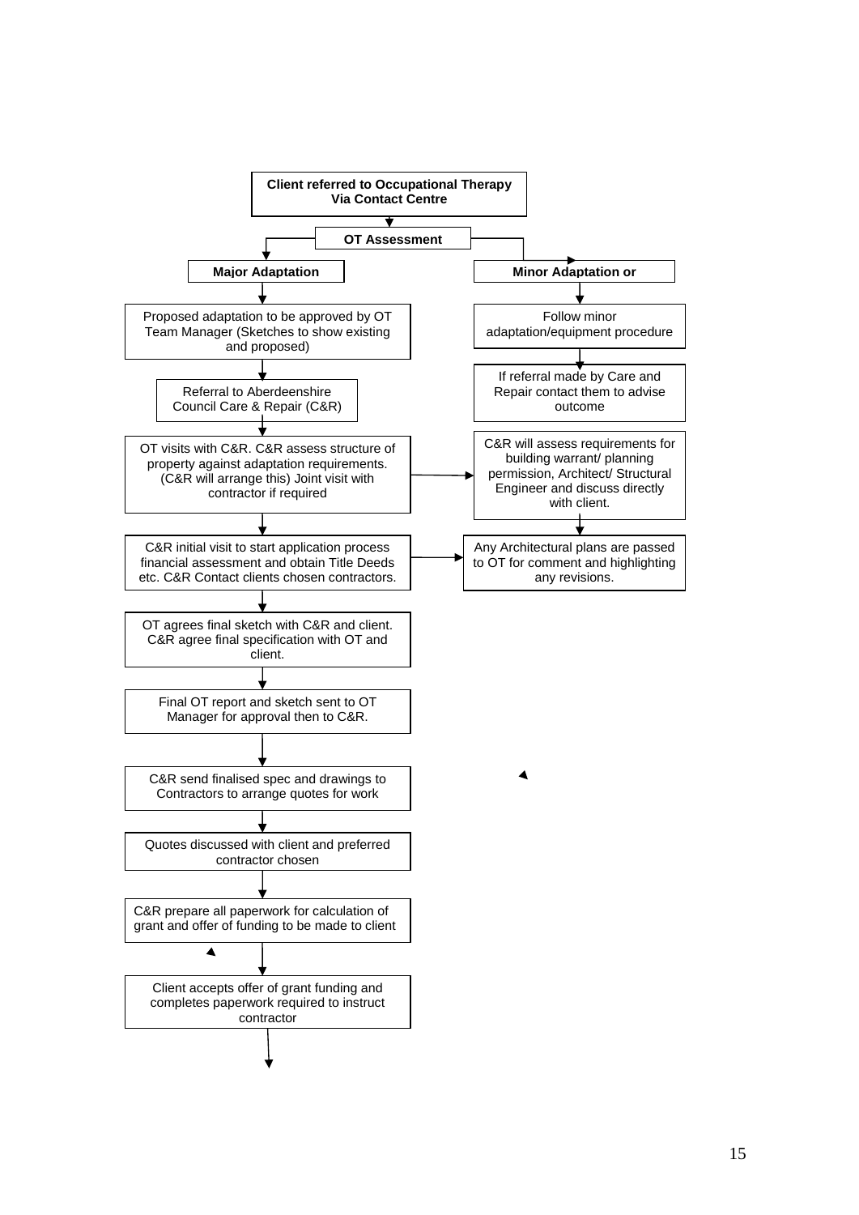**Client referred to Occupational Therapy Via Contact Centre**

↓

**OT Assessment**

**Major Adaptation**

- Proposed adaptation to be approved by OT Team Manager (Sketches to show existing and proposed)
- ↓ Referral to Aberdeenshire Council Care & Repair (C&R)
- ↓ OT visits with C&R. C&R assess structure of property against adaptation requirements. (C&R will arrange this) Joint visit with contractor if required
- ↓ C&R initial visit to start application process financial assessment and obtain Title Deeds etc. C&R Contact clients chosen contractors.
- ↓ OT agrees final sketch with C&R and client. C&R agree final specification with OT and client.
- ↓ Final OT report and sketch sent to OT Manager for approval then to C&R.
- ↓ C&R send finalised spec and drawings to Contractors to arrange quotes for work
- ↓ Quotes discussed with client and preferred contractor chosen
- ↓ C&R prepare all paperwork for calculation of grant and offer of funding to be made to client
- ↓ Client accepts offer of grant funding and completes paperwork required to instruct contractor
- ↓

**Minor Adaptation or**

- Follow minor adaptation/equipment procedure
- ↓ If referral made by Care and Repair contact them to advise outcome
- C&R will assess requirements for building warrant/ planning permission, Architect/ Structural Engineer and discuss directly with client.
- ↓ Any Architectural plans are passed to OT for comment and highlighting any revisions.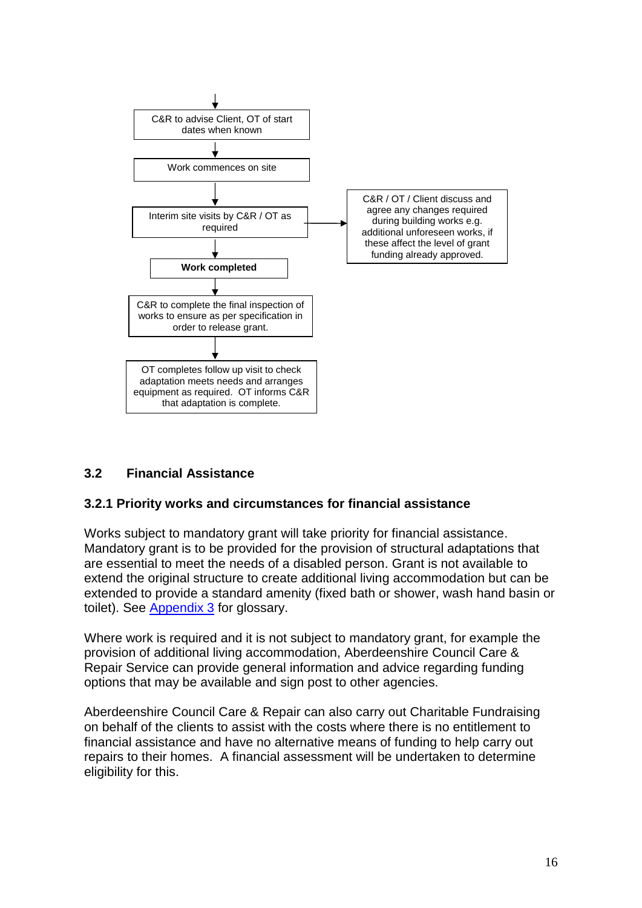C&R to advise Client, OT of start dates when known

↓

Work commences on site

↓

Interim site visits by C&R / OT as required → C&R / OT / Client discuss and agree any changes required during building works e.g. additional unforeseen works, if these affect the level of grant funding already approved.

↓

**Work completed**

↓

C&R to complete the final inspection of works to ensure as per specification in order to release grant.

↓

OT completes follow up visit to check adaptation meets needs and arranges equipment as required. OT informs C&R that adaptation is complete.

### 3.2 Financial Assistance

#### 3.2.1 Priority works and circumstances for financial assistance

Works subject to mandatory grant will take priority for financial assistance. Mandatory grant is to be provided for the provision of structural adaptations that are essential to meet the needs of a disabled person. Grant is not available to extend the original structure to create additional living accommodation but can be extended to provide a standard amenity (fixed bath or shower, wash hand basin or toilet). See Appendix 3 for glossary.

Where work is required and it is not subject to mandatory grant, for example the provision of additional living accommodation, Aberdeenshire Council Care & Repair Service can provide general information and advice regarding funding options that may be available and sign post to other agencies.

Aberdeenshire Council Care & Repair can also carry out Charitable Fundraising on behalf of the clients to assist with the costs where there is no entitlement to financial assistance and have no alternative means of funding to help carry out repairs to their homes. A financial assessment will be undertaken to determine eligibility for this.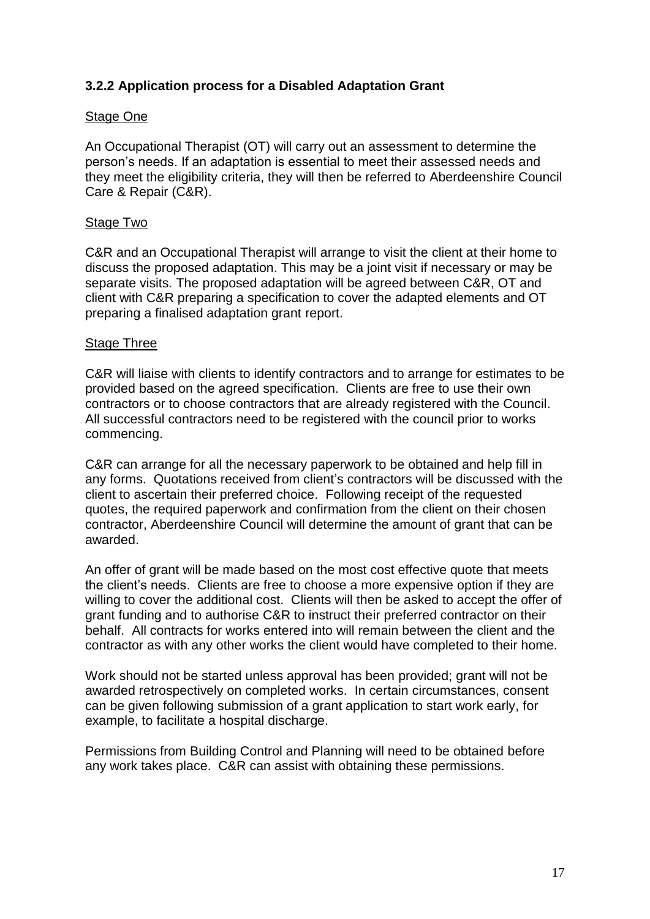### 3.2.2 Application process for a Disabled Adaptation Grant

<u>Stage One</u>

An Occupational Therapist (OT) will carry out an assessment to determine the person's needs. If an adaptation is essential to meet their assessed needs and they meet the eligibility criteria, they will then be referred to Aberdeenshire Council Care & Repair (C&R).

<u>Stage Two</u>

C&R and an Occupational Therapist will arrange to visit the client at their home to discuss the proposed adaptation. This may be a joint visit if necessary or may be separate visits. The proposed adaptation will be agreed between C&R, OT and client with C&R preparing a specification to cover the adapted elements and OT preparing a finalised adaptation grant report.

<u>Stage Three</u>

C&R will liaise with clients to identify contractors and to arrange for estimates to be provided based on the agreed specification. Clients are free to use their own contractors or to choose contractors that are already registered with the Council. All successful contractors need to be registered with the council prior to works commencing.

C&R can arrange for all the necessary paperwork to be obtained and help fill in any forms. Quotations received from client's contractors will be discussed with the client to ascertain their preferred choice. Following receipt of the requested quotes, the required paperwork and confirmation from the client on their chosen contractor, Aberdeenshire Council will determine the amount of grant that can be awarded.

An offer of grant will be made based on the most cost effective quote that meets the client's needs. Clients are free to choose a more expensive option if they are willing to cover the additional cost. Clients will then be asked to accept the offer of grant funding and to authorise C&R to instruct their preferred contractor on their behalf. All contracts for works entered into will remain between the client and the contractor as with any other works the client would have completed to their home.

Work should not be started unless approval has been provided; grant will not be awarded retrospectively on completed works. In certain circumstances, consent can be given following submission of a grant application to start work early, for example, to facilitate a hospital discharge.

Permissions from Building Control and Planning will need to be obtained before any work takes place. C&R can assist with obtaining these permissions.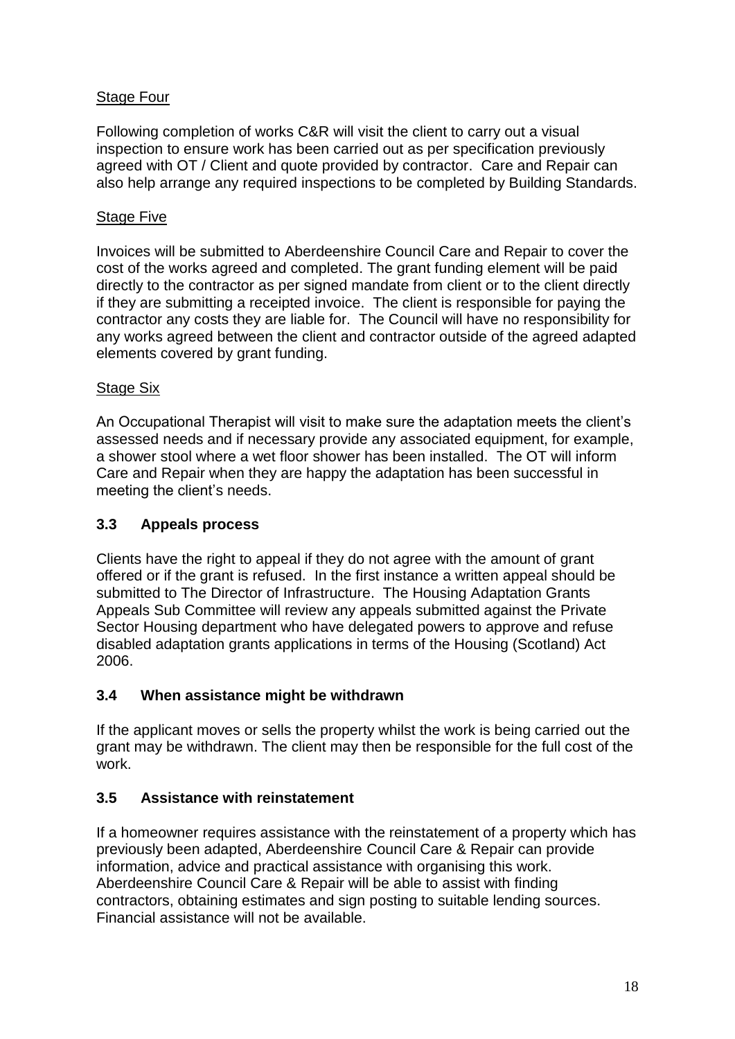Stage Four

Following completion of works C&R will visit the client to carry out a visual inspection to ensure work has been carried out as per specification previously agreed with OT / Client and quote provided by contractor. Care and Repair can also help arrange any required inspections to be completed by Building Standards.

Stage Five

Invoices will be submitted to Aberdeenshire Council Care and Repair to cover the cost of the works agreed and completed. The grant funding element will be paid directly to the contractor as per signed mandate from client or to the client directly if they are submitting a receipted invoice. The client is responsible for paying the contractor any costs they are liable for. The Council will have no responsibility for any works agreed between the client and contractor outside of the agreed adapted elements covered by grant funding.

Stage Six

An Occupational Therapist will visit to make sure the adaptation meets the client's assessed needs and if necessary provide any associated equipment, for example, a shower stool where a wet floor shower has been installed. The OT will inform Care and Repair when they are happy the adaptation has been successful in meeting the client's needs.

### 3.3 Appeals process

Clients have the right to appeal if they do not agree with the amount of grant offered or if the grant is refused. In the first instance a written appeal should be submitted to The Director of Infrastructure. The Housing Adaptation Grants Appeals Sub Committee will review any appeals submitted against the Private Sector Housing department who have delegated powers to approve and refuse disabled adaptation grants applications in terms of the Housing (Scotland) Act 2006.

### 3.4 When assistance might be withdrawn

If the applicant moves or sells the property whilst the work is being carried out the grant may be withdrawn. The client may then be responsible for the full cost of the work.

### 3.5 Assistance with reinstatement

If a homeowner requires assistance with the reinstatement of a property which has previously been adapted, Aberdeenshire Council Care & Repair can provide information, advice and practical assistance with organising this work. Aberdeenshire Council Care & Repair will be able to assist with finding contractors, obtaining estimates and sign posting to suitable lending sources. Financial assistance will not be available.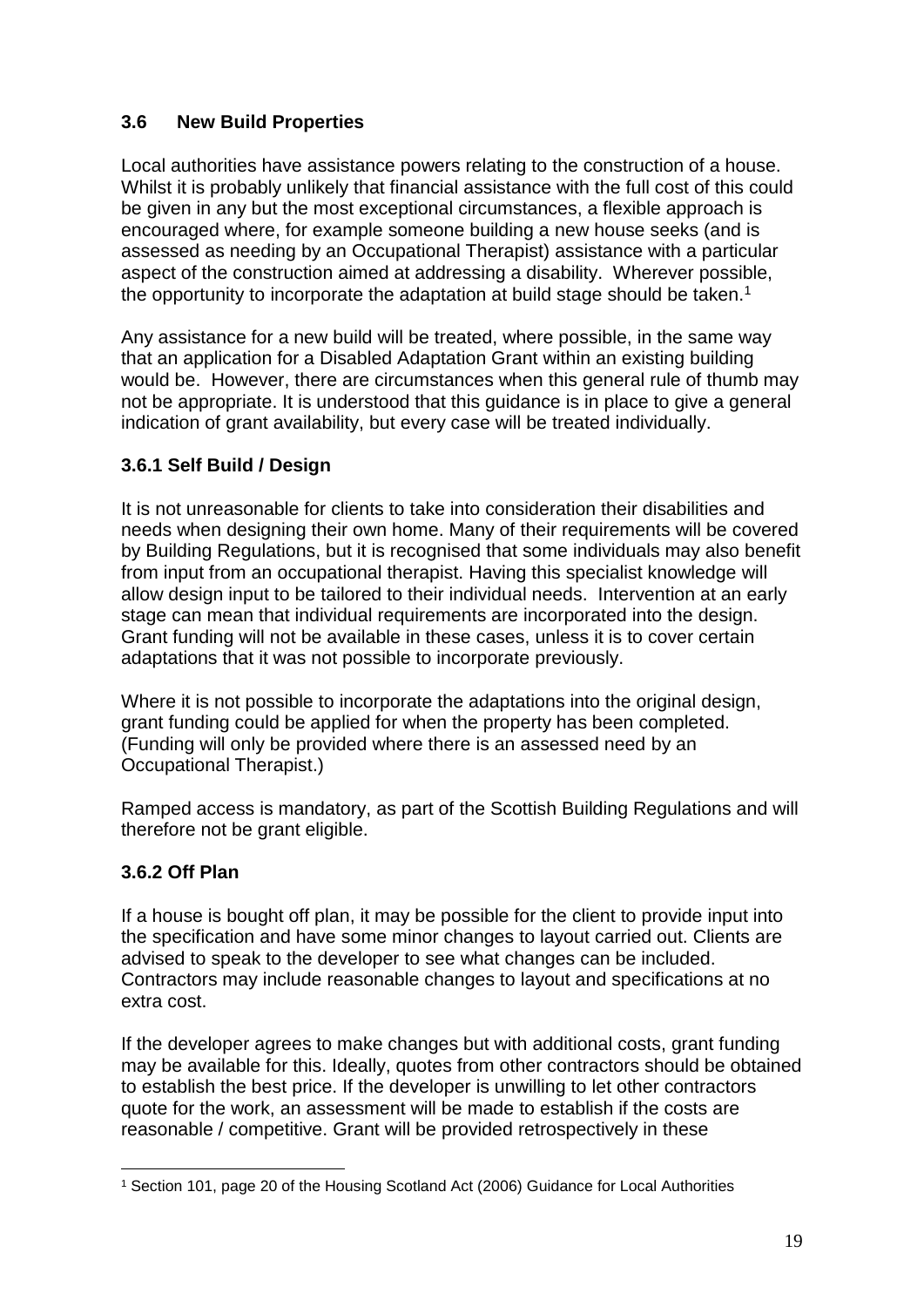### 3.6 New Build Properties

Local authorities have assistance powers relating to the construction of a house. Whilst it is probably unlikely that financial assistance with the full cost of this could be given in any but the most exceptional circumstances, a flexible approach is encouraged where, for example someone building a new house seeks (and is assessed as needing by an Occupational Therapist) assistance with a particular aspect of the construction aimed at addressing a disability. Wherever possible, the opportunity to incorporate the adaptation at build stage should be taken.[1]

Any assistance for a new build will be treated, where possible, in the same way that an application for a Disabled Adaptation Grant within an existing building would be. However, there are circumstances when this general rule of thumb may not be appropriate. It is understood that this guidance is in place to give a general indication of grant availability, but every case will be treated individually.

#### 3.6.1 Self Build / Design

It is not unreasonable for clients to take into consideration their disabilities and needs when designing their own home. Many of their requirements will be covered by Building Regulations, but it is recognised that some individuals may also benefit from input from an occupational therapist. Having this specialist knowledge will allow design input to be tailored to their individual needs. Intervention at an early stage can mean that individual requirements are incorporated into the design. Grant funding will not be available in these cases, unless it is to cover certain adaptations that it was not possible to incorporate previously.

Where it is not possible to incorporate the adaptations into the original design, grant funding could be applied for when the property has been completed. (Funding will only be provided where there is an assessed need by an Occupational Therapist.)

Ramped access is mandatory, as part of the Scottish Building Regulations and will therefore not be grant eligible.

#### 3.6.2 Off Plan

If a house is bought off plan, it may be possible for the client to provide input into the specification and have some minor changes to layout carried out. Clients are advised to speak to the developer to see what changes can be included. Contractors may include reasonable changes to layout and specifications at no extra cost.

If the developer agrees to make changes but with additional costs, grant funding may be available for this. Ideally, quotes from other contractors should be obtained to establish the best price. If the developer is unwilling to let other contractors quote for the work, an assessment will be made to establish if the costs are reasonable / competitive. Grant will be provided retrospectively in these

---

[1] Section 101, page 20 of the Housing Scotland Act (2006) Guidance for Local Authorities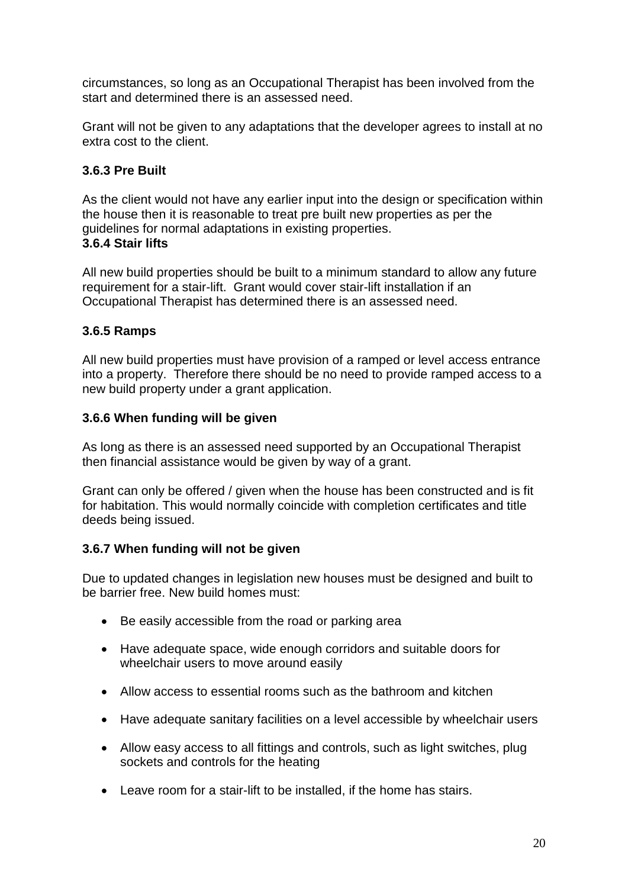circumstances, so long as an Occupational Therapist has been involved from the start and determined there is an assessed need.

Grant will not be given to any adaptations that the developer agrees to install at no extra cost to the client.

### 3.6.3 Pre Built

As the client would not have any earlier input into the design or specification within the house then it is reasonable to treat pre built new properties as per the guidelines for normal adaptations in existing properties.

### 3.6.4 Stair lifts

All new build properties should be built to a minimum standard to allow any future requirement for a stair-lift. Grant would cover stair-lift installation if an Occupational Therapist has determined there is an assessed need.

### 3.6.5 Ramps

All new build properties must have provision of a ramped or level access entrance into a property. Therefore there should be no need to provide ramped access to a new build property under a grant application.

### 3.6.6 When funding will be given

As long as there is an assessed need supported by an Occupational Therapist then financial assistance would be given by way of a grant.

Grant can only be offered / given when the house has been constructed and is fit for habitation. This would normally coincide with completion certificates and title deeds being issued.

### 3.6.7 When funding will not be given

Due to updated changes in legislation new houses must be designed and built to be barrier free. New build homes must:

- Be easily accessible from the road or parking area
- Have adequate space, wide enough corridors and suitable doors for wheelchair users to move around easily
- Allow access to essential rooms such as the bathroom and kitchen
- Have adequate sanitary facilities on a level accessible by wheelchair users
- Allow easy access to all fittings and controls, such as light switches, plug sockets and controls for the heating
- Leave room for a stair-lift to be installed, if the home has stairs.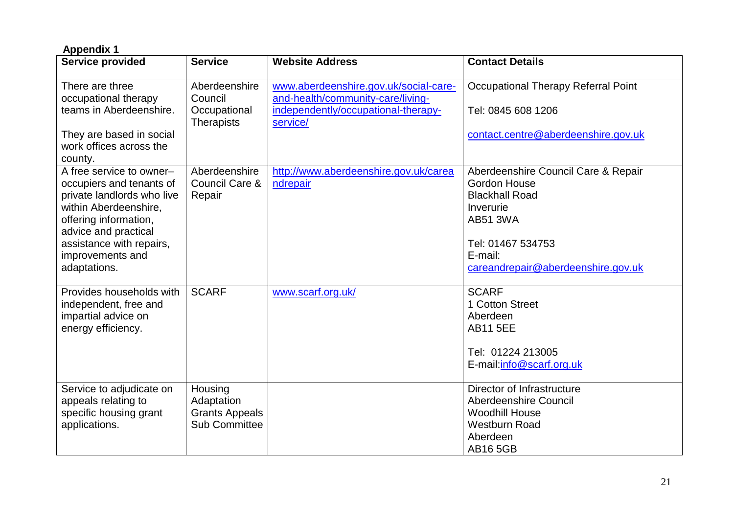**Appendix 1**

| Service provided | Service | Website Address | Contact Details |
|---|---|---|---|
| There are three occupational therapy teams in Aberdeenshire.<br><br>They are based in social work offices across the county. | Aberdeenshire Council Occupational Therapists | www.aberdeenshire.gov.uk/social-care-and-health/community-care/living-independently/occupational-therapy-service/ | Occupational Therapy Referral Point<br><br>Tel: 0845 608 1206<br><br>contact.centre@aberdeenshire.gov.uk |
| A free service to owner–occupiers and tenants of private landlords who live within Aberdeenshire, offering information, advice and practical assistance with repairs, improvements and adaptations. | Aberdeenshire Council Care & Repair | http://www.aberdeenshire.gov.uk/careandrepair | Aberdeenshire Council Care & Repair<br>Gordon House<br>Blackhall Road<br>Inverurie<br>AB51 3WA<br><br>Tel: 01467 534753<br>E-mail:<br>careandrepair@aberdeenshire.gov.uk |
| Provides households with independent, free and impartial advice on energy efficiency. | SCARF | www.scarf.org.uk/ | SCARF<br>1 Cotton Street<br>Aberdeen<br>AB11 5EE<br><br>Tel: 01224 213005<br>E-mail:info@scarf.org.uk |
| Service to adjudicate on appeals relating to specific housing grant applications. | Housing Adaptation Grants Appeals Sub Committee | | Director of Infrastructure<br>Aberdeenshire Council<br>Woodhill House<br>Westburn Road<br>Aberdeen<br>AB16 5GB |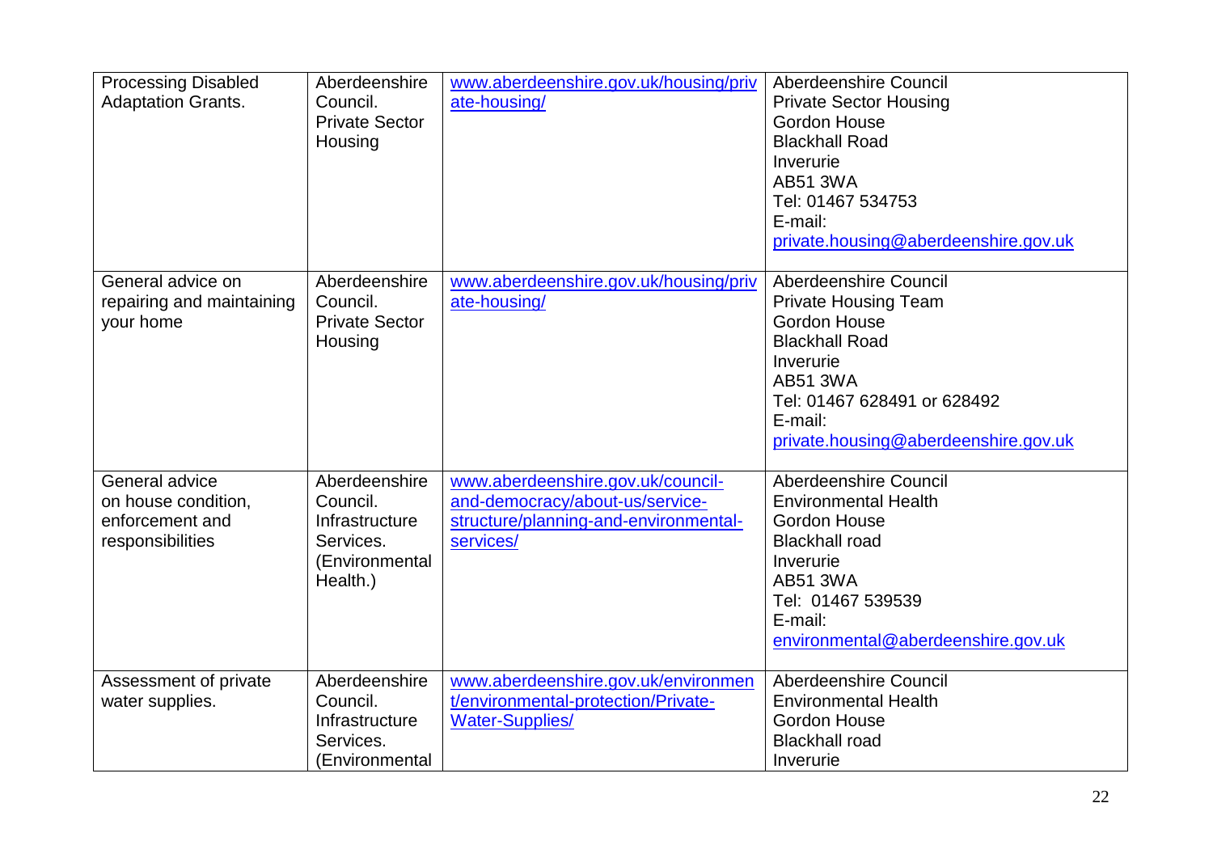| Processing Disabled Adaptation Grants. | Aberdeenshire Council. Private Sector Housing | www.aberdeenshire.gov.uk/housing/private-housing/ | Aberdeenshire Council<br>Private Sector Housing<br>Gordon House<br>Blackhall Road<br>Inverurie<br>AB51 3WA<br>Tel: 01467 534753<br>E-mail:<br>private.housing@aberdeenshire.gov.uk |
|---|---|---|---|
| General advice on repairing and maintaining your home | Aberdeenshire Council. Private Sector Housing | www.aberdeenshire.gov.uk/housing/private-housing/ | Aberdeenshire Council<br>Private Housing Team<br>Gordon House<br>Blackhall Road<br>Inverurie<br>AB51 3WA<br>Tel: 01467 628491 or 628492<br>E-mail:<br>private.housing@aberdeenshire.gov.uk |
| General advice on house condition, enforcement and responsibilities | Aberdeenshire Council. Infrastructure Services. (Environmental Health.) | www.aberdeenshire.gov.uk/council-and-democracy/about-us/service-structure/planning-and-environmental-services/ | Aberdeenshire Council<br>Environmental Health<br>Gordon House<br>Blackhall road<br>Inverurie<br>AB51 3WA<br>Tel: 01467 539539<br>E-mail:<br>environmental@aberdeenshire.gov.uk |
| Assessment of private water supplies. | Aberdeenshire Council. Infrastructure Services. (Environmental | www.aberdeenshire.gov.uk/environment/environmental-protection/Private-Water-Supplies/ | Aberdeenshire Council<br>Environmental Health<br>Gordon House<br>Blackhall road<br>Inverurie |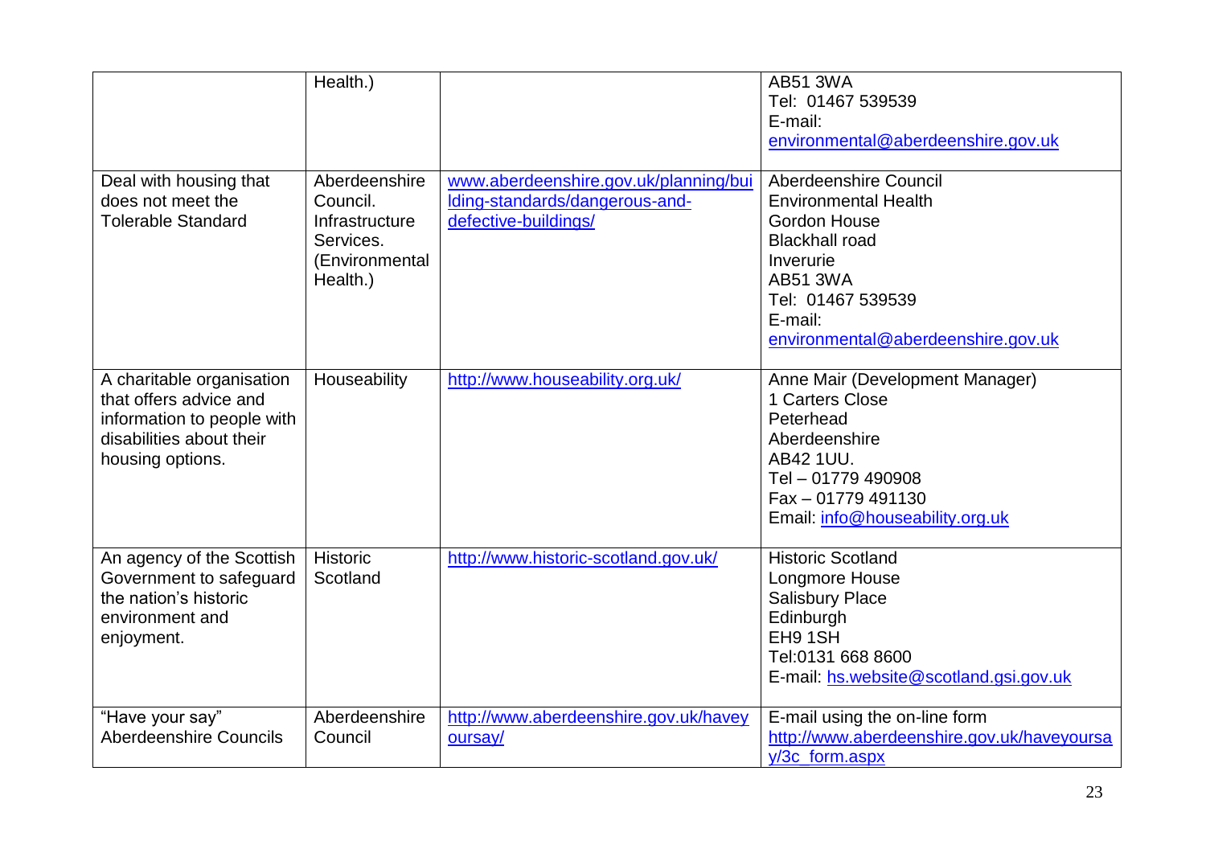| | | | |
|---|---|---|---|
| | Health.) | | AB51 3WA<br>Tel: 01467 539539<br>E-mail:<br>environmental@aberdeenshire.gov.uk |
| Deal with housing that does not meet the Tolerable Standard | Aberdeenshire Council. Infrastructure Services. (Environmental Health.) | www.aberdeenshire.gov.uk/planning/building-standards/dangerous-and-defective-buildings/ | Aberdeenshire Council<br>Environmental Health<br>Gordon House<br>Blackhall road<br>Inverurie<br>AB51 3WA<br>Tel: 01467 539539<br>E-mail:<br>environmental@aberdeenshire.gov.uk |
| A charitable organisation that offers advice and information to people with disabilities about their housing options. | Houseability | http://www.houseability.org.uk/ | Anne Mair (Development Manager)<br>1 Carters Close<br>Peterhead<br>Aberdeenshire<br>AB42 1UU.<br>Tel – 01779 490908<br>Fax – 01779 491130<br>Email: info@houseability.org.uk |
| An agency of the Scottish Government to safeguard the nation's historic environment and enjoyment. | Historic Scotland | http://www.historic-scotland.gov.uk/ | Historic Scotland<br>Longmore House<br>Salisbury Place<br>Edinburgh<br>EH9 1SH<br>Tel:0131 668 8600<br>E-mail: hs.website@scotland.gsi.gov.uk |
| "Have your say" Aberdeenshire Councils | Aberdeenshire Council | http://www.aberdeenshire.gov.uk/haveyoursay/ | E-mail using the on-line form<br>http://www.aberdeenshire.gov.uk/haveyoursay/3c_form.aspx |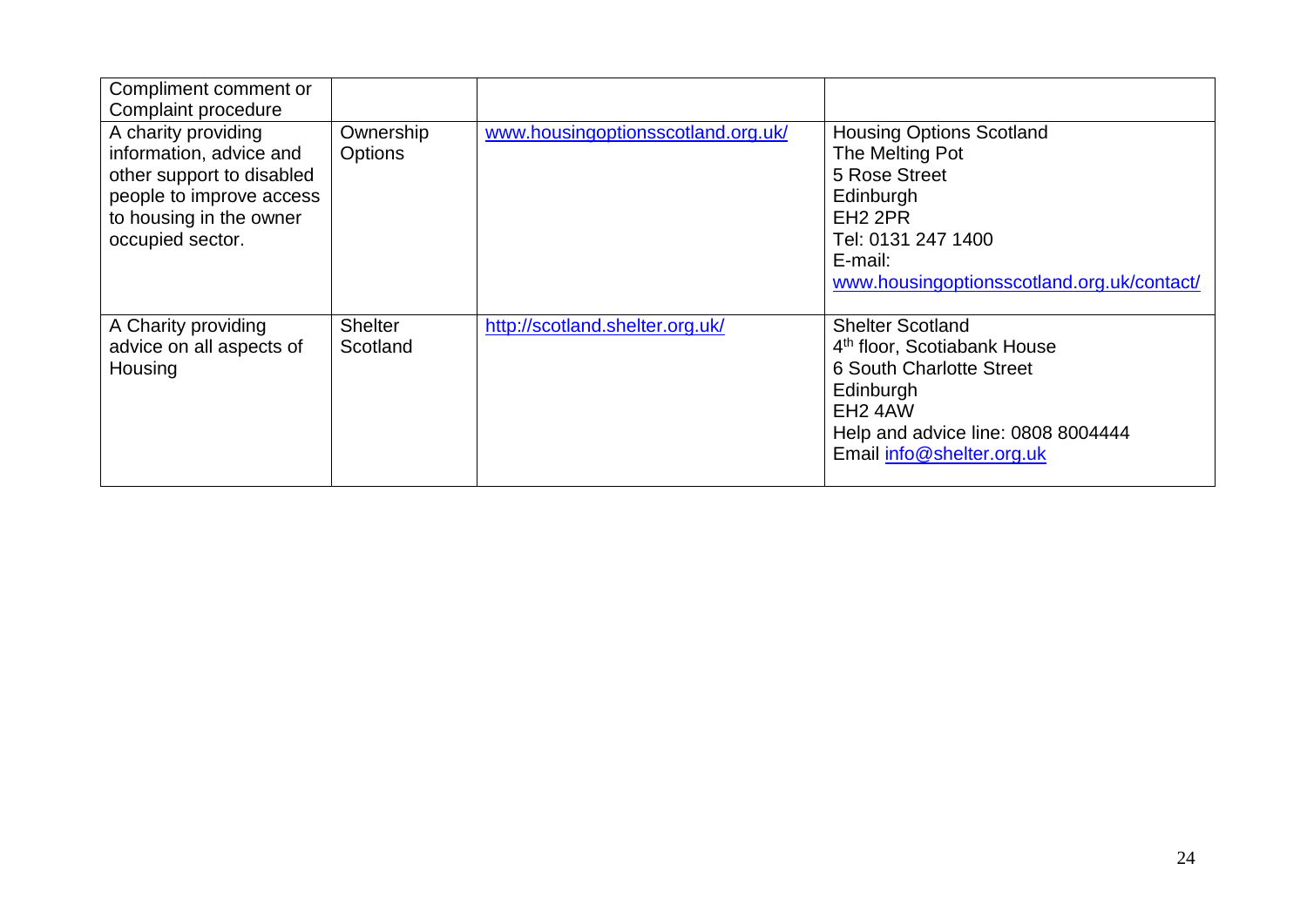| | | | |
|---|---|---|---|
| Compliment comment or Complaint procedure | | | |
| A charity providing information, advice and other support to disabled people to improve access to housing in the owner occupied sector. | Ownership Options | www.housingoptionsscotland.org.uk/ | Housing Options Scotland<br>The Melting Pot<br>5 Rose Street<br>Edinburgh<br>EH2 2PR<br>Tel: 0131 247 1400<br>E-mail:<br>www.housingoptionsscotland.org.uk/contact/ |
| A Charity providing advice on all aspects of Housing | Shelter Scotland | http://scotland.shelter.org.uk/ | Shelter Scotland<br>4th floor, Scotiabank House<br>6 South Charlotte Street<br>Edinburgh<br>EH2 4AW<br>Help and advice line: 0808 8004444<br>Email info@shelter.org.uk |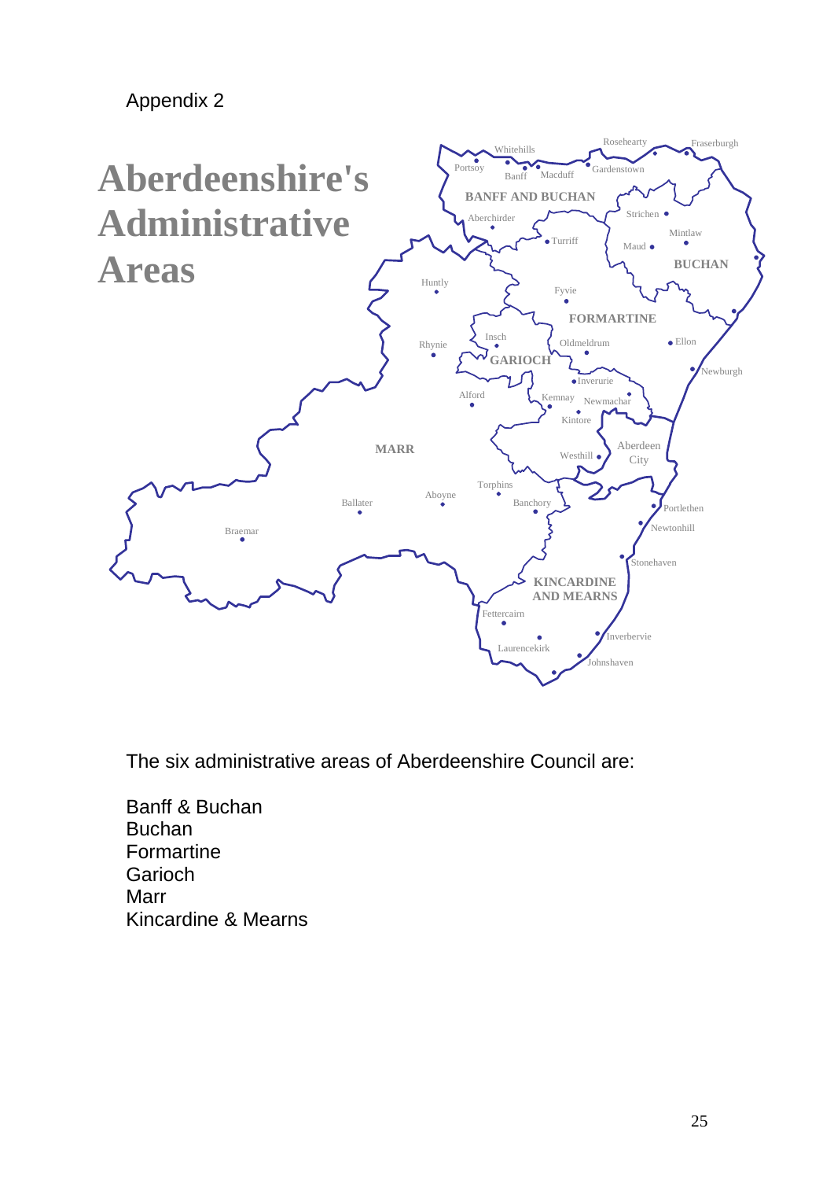Appendix 2

# Aberdeenshire's Administrative Areas

The six administrative areas of Aberdeenshire Council are:

Banff & Buchan
Buchan
Formartine
Garioch
Marr
Kincardine & Mearns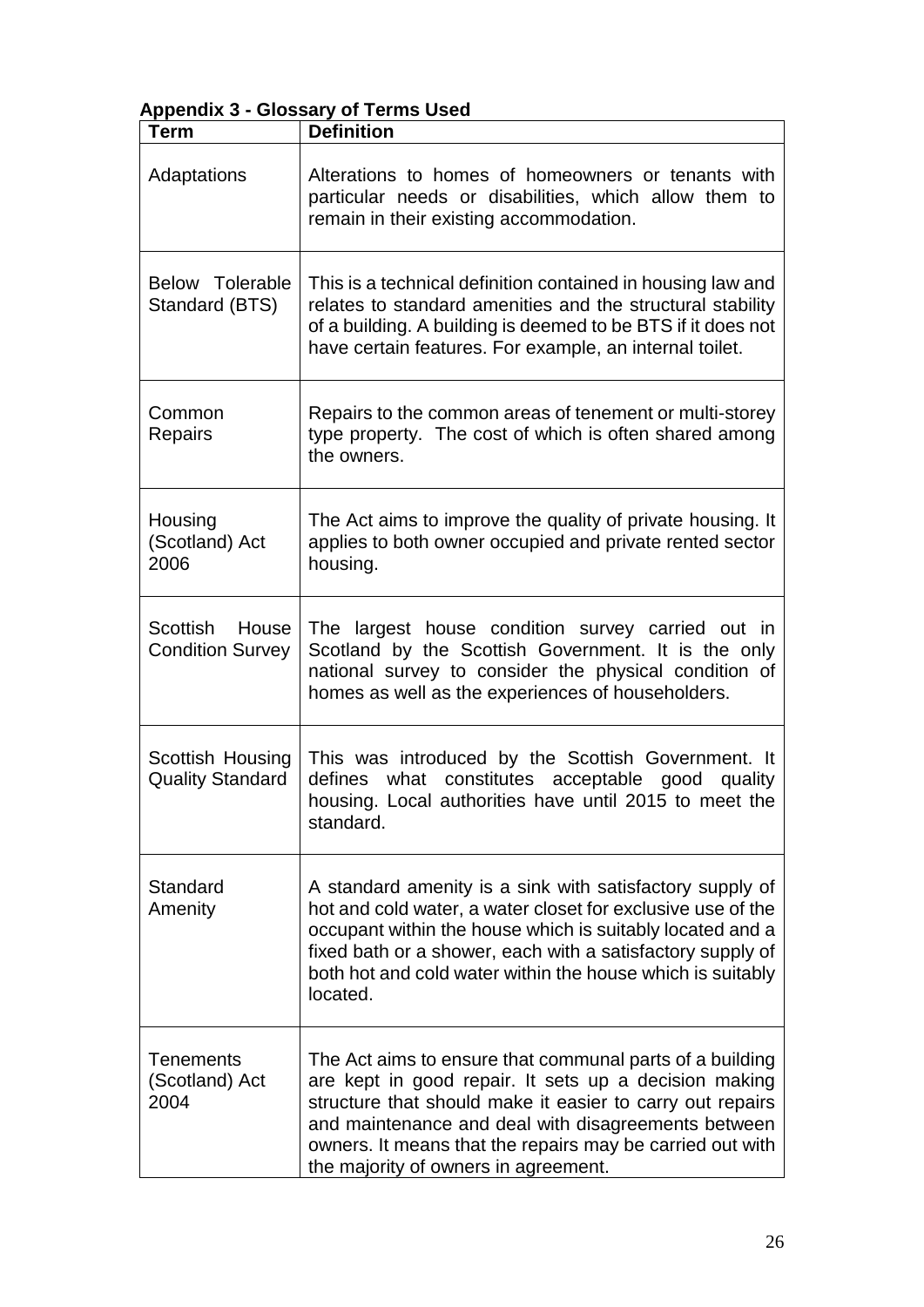**Appendix 3 - Glossary of Terms Used**

| Term | Definition |
|---|---|
| Adaptations | Alterations to homes of homeowners or tenants with particular needs or disabilities, which allow them to remain in their existing accommodation. |
| Below Tolerable Standard (BTS) | This is a technical definition contained in housing law and relates to standard amenities and the structural stability of a building. A building is deemed to be BTS if it does not have certain features. For example, an internal toilet. |
| Common Repairs | Repairs to the common areas of tenement or multi-storey type property. The cost of which is often shared among the owners. |
| Housing (Scotland) Act 2006 | The Act aims to improve the quality of private housing. It applies to both owner occupied and private rented sector housing. |
| Scottish House Condition Survey | The largest house condition survey carried out in Scotland by the Scottish Government. It is the only national survey to consider the physical condition of homes as well as the experiences of householders. |
| Scottish Housing Quality Standard | This was introduced by the Scottish Government. It defines what constitutes acceptable good quality housing. Local authorities have until 2015 to meet the standard. |
| Standard Amenity | A standard amenity is a sink with satisfactory supply of hot and cold water, a water closet for exclusive use of the occupant within the house which is suitably located and a fixed bath or a shower, each with a satisfactory supply of both hot and cold water within the house which is suitably located. |
| Tenements (Scotland) Act 2004 | The Act aims to ensure that communal parts of a building are kept in good repair. It sets up a decision making structure that should make it easier to carry out repairs and maintenance and deal with disagreements between owners. It means that the repairs may be carried out with the majority of owners in agreement. |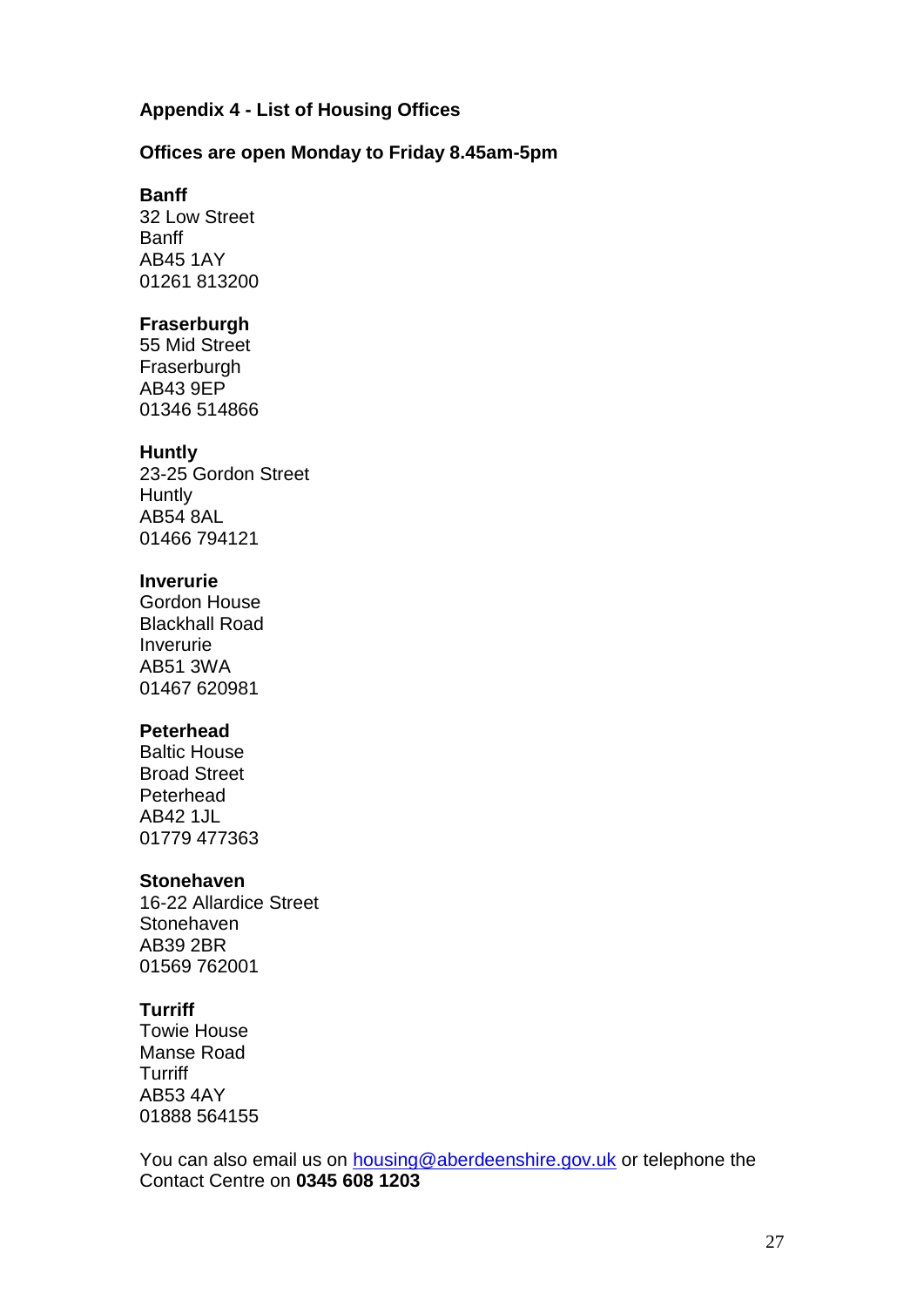## Appendix 4 - List of Housing Offices

**Offices are open Monday to Friday 8.45am-5pm**

**Banff**
32 Low Street
Banff
AB45 1AY
01261 813200

**Fraserburgh**
55 Mid Street
Fraserburgh
AB43 9EP
01346 514866

**Huntly**
23-25 Gordon Street
Huntly
AB54 8AL
01466 794121

**Inverurie**
Gordon House
Blackhall Road
Inverurie
AB51 3WA
01467 620981

**Peterhead**
Baltic House
Broad Street
Peterhead
AB42 1JL
01779 477363

**Stonehaven**
16-22 Allardice Street
Stonehaven
AB39 2BR
01569 762001

**Turriff**
Towie House
Manse Road
Turriff
AB53 4AY
01888 564155

You can also email us on housing@aberdeenshire.gov.uk or telephone the Contact Centre on **0345 608 1203**